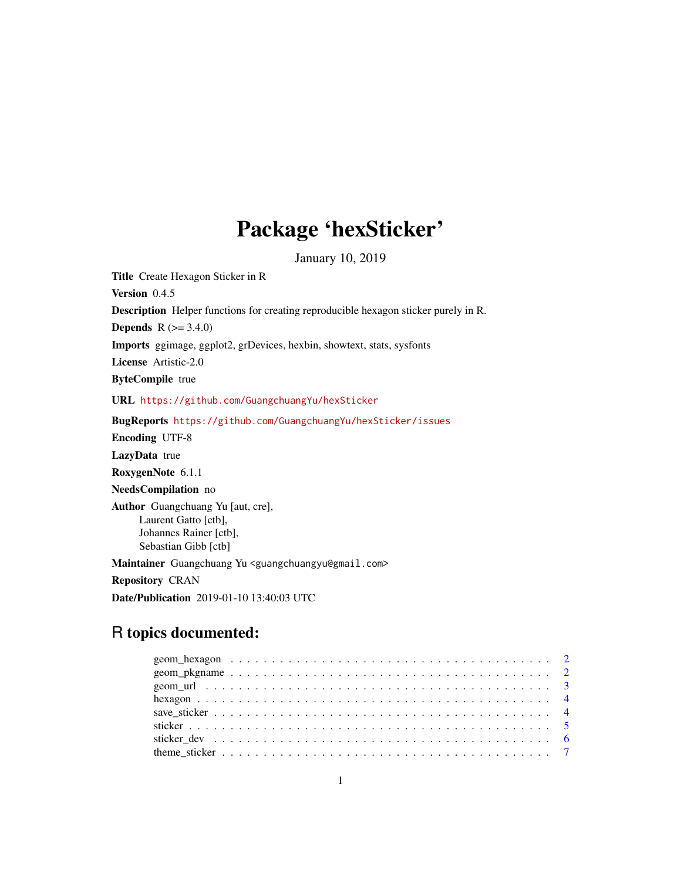# Package 'hexSticker'

January 10, 2019

**Title** Create Hexagon Sticker in R

**Version** 0.4.5

**Description** Helper functions for creating reproducible hexagon sticker purely in R.

**Depends** R (>= 3.4.0)

**Imports** ggimage, ggplot2, grDevices, hexbin, showtext, stats, sysfonts

**License** Artistic-2.0

**ByteCompile** true

**URL** https://github.com/GuangchuangYu/hexSticker

**BugReports** https://github.com/GuangchuangYu/hexSticker/issues

**Encoding** UTF-8

**LazyData** true

**RoxygenNote** 6.1.1

**NeedsCompilation** no

**Author** Guangchuang Yu [aut, cre],
Laurent Gatto [ctb],
Johannes Rainer [ctb],
Sebastian Gibb [ctb]

**Maintainer** Guangchuang Yu <guangchuangyu@gmail.com>

**Repository** CRAN

**Date/Publication** 2019-01-10 13:40:03 UTC

## R topics documented:

- geom_hexagon . . . . . . . . . . . . . . . . . . . . . . . . . . . . . . . . . . . . . 2
- geom_pkgname . . . . . . . . . . . . . . . . . . . . . . . . . . . . . . . . . . . . . 2
- geom_url . . . . . . . . . . . . . . . . . . . . . . . . . . . . . . . . . . . . . . . . 3
- hexagon . . . . . . . . . . . . . . . . . . . . . . . . . . . . . . . . . . . . . . . . 4
- save_sticker . . . . . . . . . . . . . . . . . . . . . . . . . . . . . . . . . . . . . 4
- sticker . . . . . . . . . . . . . . . . . . . . . . . . . . . . . . . . . . . . . . . . 5
- sticker_dev . . . . . . . . . . . . . . . . . . . . . . . . . . . . . . . . . . . . . . 6
- theme_sticker . . . . . . . . . . . . . . . . . . . . . . . . . . . . . . . . . . . . . 7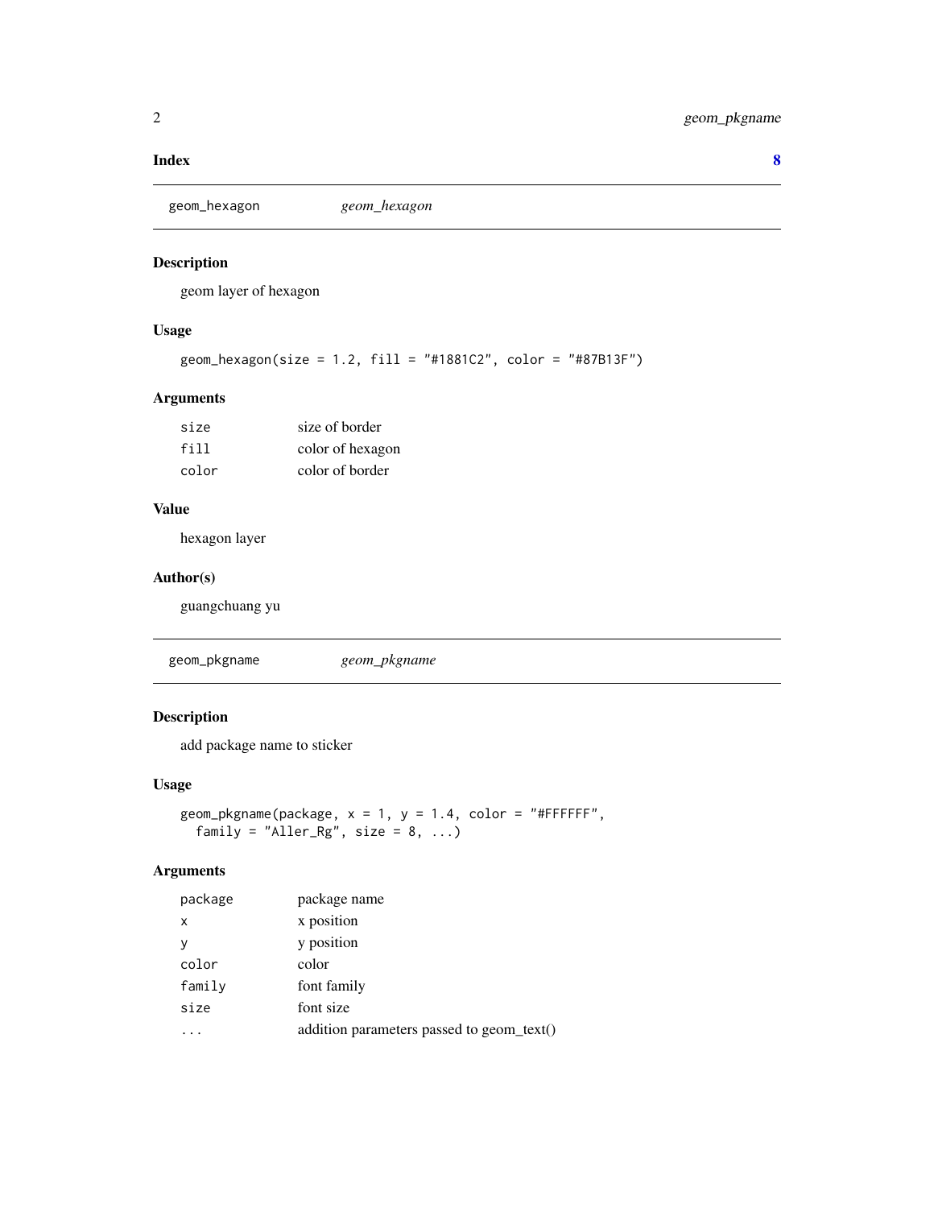**Index** **8**

## geom_hexagon *geom_hexagon*

### Description

geom layer of hexagon

### Usage

```
geom_hexagon(size = 1.2, fill = "#1881C2", color = "#87B13F")
```

### Arguments

| | |
|---|---|
| size | size of border |
| fill | color of hexagon |
| color | color of border |

### Value

hexagon layer

### Author(s)

guangchuang yu

## geom_pkgname *geom_pkgname*

### Description

add package name to sticker

### Usage

```
geom_pkgname(package, x = 1, y = 1.4, color = "#FFFFFF",
  family = "Aller_Rg", size = 8, ...)
```

### Arguments

| | |
|---|---|
| package | package name |
| x | x position |
| y | y position |
| color | color |
| family | font family |
| size | font size |
| ... | addition parameters passed to geom_text() |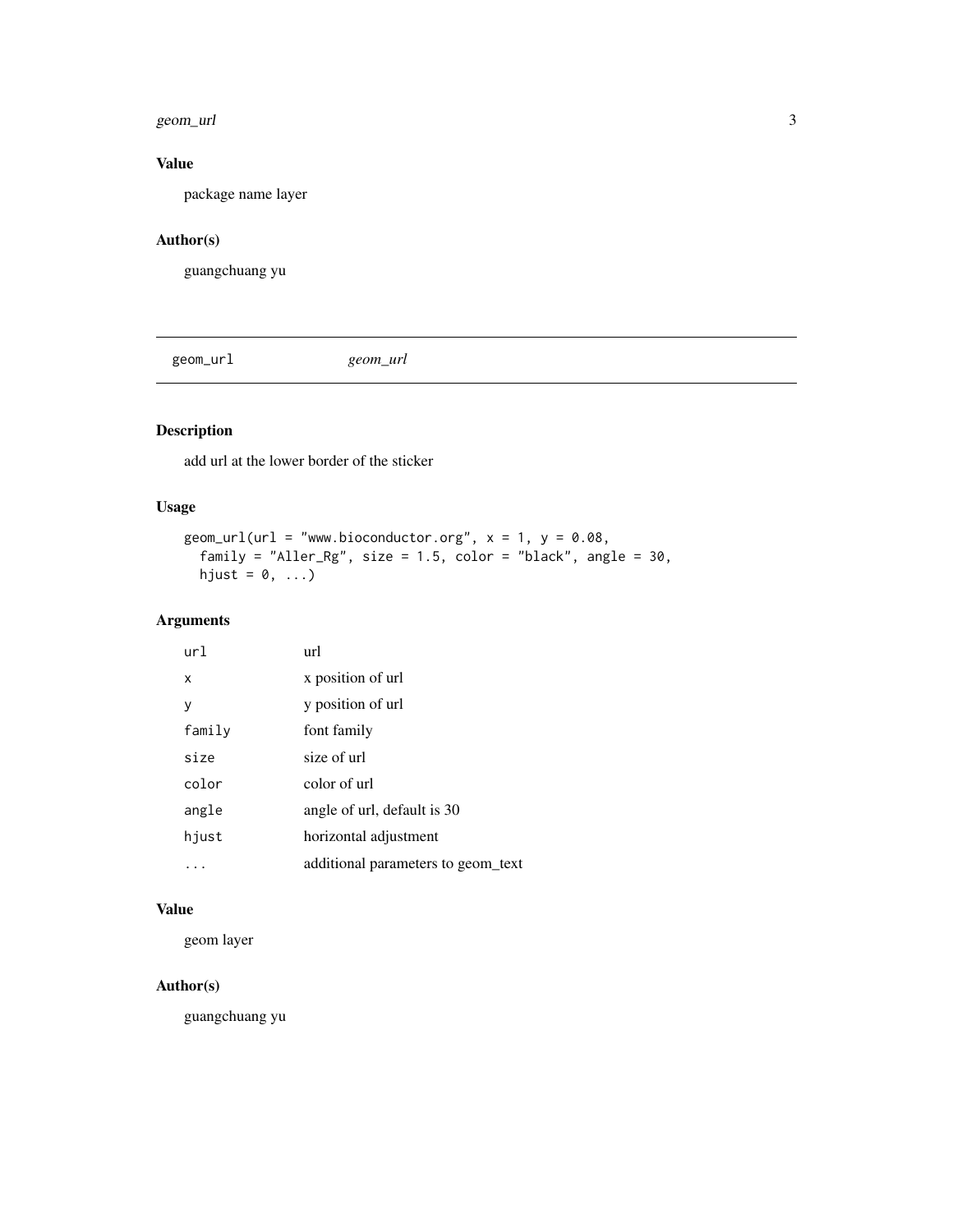## Value

package name layer

## Author(s)

guangchuang yu

---

## geom_url — *geom_url*

---

### Description

add url at the lower border of the sticker

### Usage

```
geom_url(url = "www.bioconductor.org", x = 1, y = 0.08,
  family = "Aller_Rg", size = 1.5, color = "black", angle = 30,
  hjust = 0, ...)
```

### Arguments

| | |
|---|---|
| `url` | url |
| `x` | x position of url |
| `y` | y position of url |
| `family` | font family |
| `size` | size of url |
| `color` | color of url |
| `angle` | angle of url, default is 30 |
| `hjust` | horizontal adjustment |
| `...` | additional parameters to geom_text |

### Value

geom layer

### Author(s)

guangchuang yu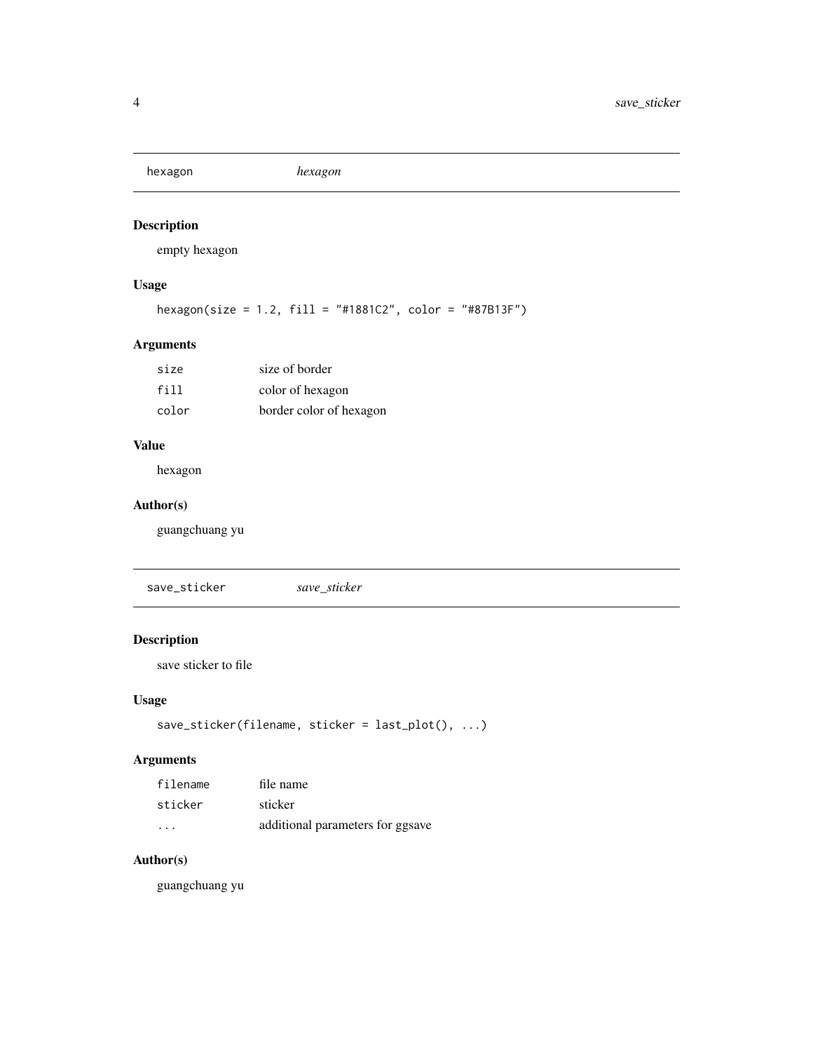## hexagon *hexagon*

### Description

empty hexagon

### Usage

```
hexagon(size = 1.2, fill = "#1881C2", color = "#87B13F")
```

### Arguments

| | |
|---|---|
| size | size of border |
| fill | color of hexagon |
| color | border color of hexagon |

### Value

hexagon

### Author(s)

guangchuang yu

## save_sticker *save_sticker*

### Description

save sticker to file

### Usage

```
save_sticker(filename, sticker = last_plot(), ...)
```

### Arguments

| | |
|---|---|
| filename | file name |
| sticker | sticker |
| ... | additional parameters for ggsave |

### Author(s)

guangchuang yu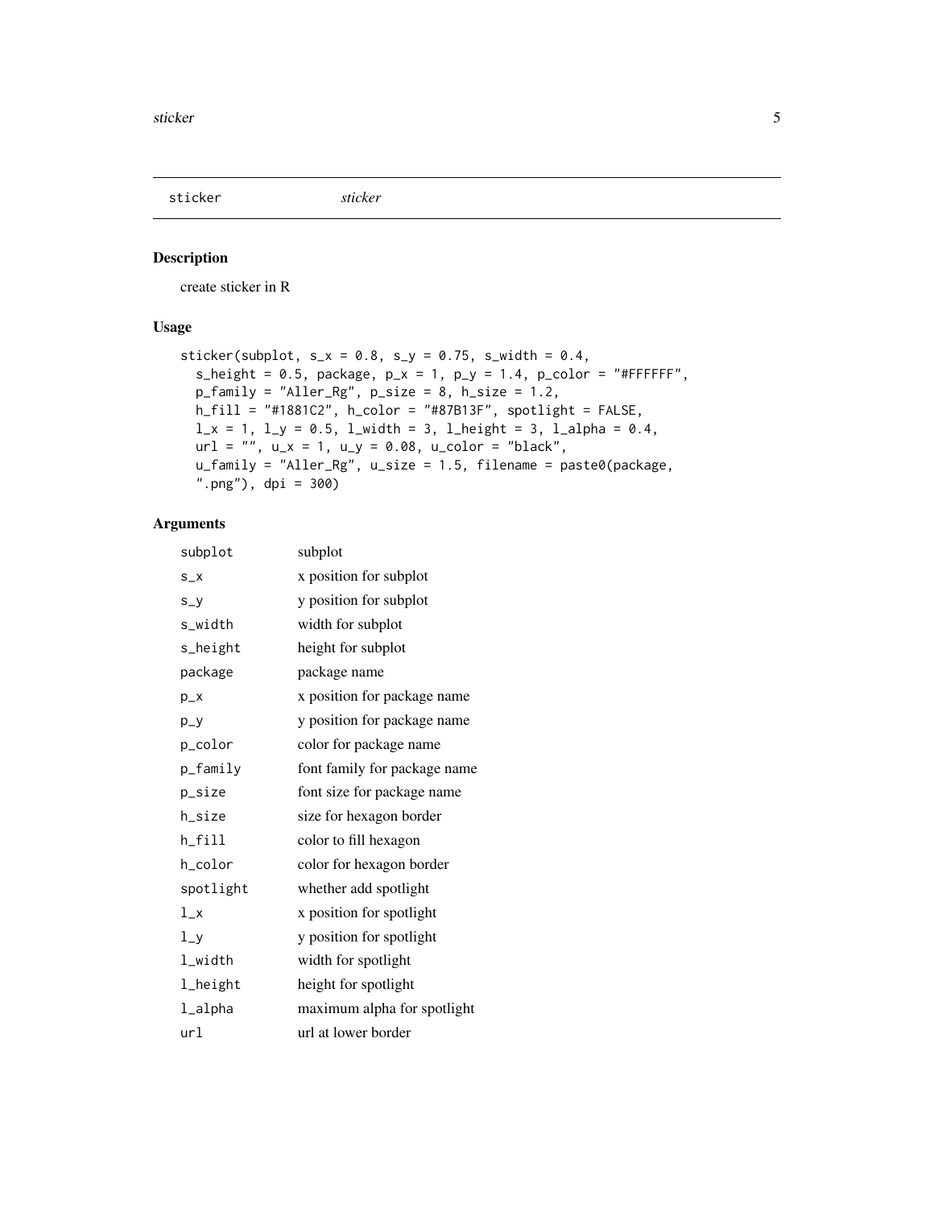| sticker | *sticker* |
|---|---|

## Description

create sticker in R

## Usage

```
sticker(subplot, s_x = 0.8, s_y = 0.75, s_width = 0.4,
  s_height = 0.5, package, p_x = 1, p_y = 1.4, p_color = "#FFFFFF",
  p_family = "Aller_Rg", p_size = 8, h_size = 1.2,
  h_fill = "#1881C2", h_color = "#87B13F", spotlight = FALSE,
  l_x = 1, l_y = 0.5, l_width = 3, l_height = 3, l_alpha = 0.4,
  url = "", u_x = 1, u_y = 0.08, u_color = "black",
  u_family = "Aller_Rg", u_size = 1.5, filename = paste0(package,
  ".png"), dpi = 300)
```

## Arguments

| | |
|---|---|
| subplot | subplot |
| s_x | x position for subplot |
| s_y | y position for subplot |
| s_width | width for subplot |
| s_height | height for subplot |
| package | package name |
| p_x | x position for package name |
| p_y | y position for package name |
| p_color | color for package name |
| p_family | font family for package name |
| p_size | font size for package name |
| h_size | size for hexagon border |
| h_fill | color to fill hexagon |
| h_color | color for hexagon border |
| spotlight | whether add spotlight |
| l_x | x position for spotlight |
| l_y | y position for spotlight |
| l_width | width for spotlight |
| l_height | height for spotlight |
| l_alpha | maximum alpha for spotlight |
| url | url at lower border |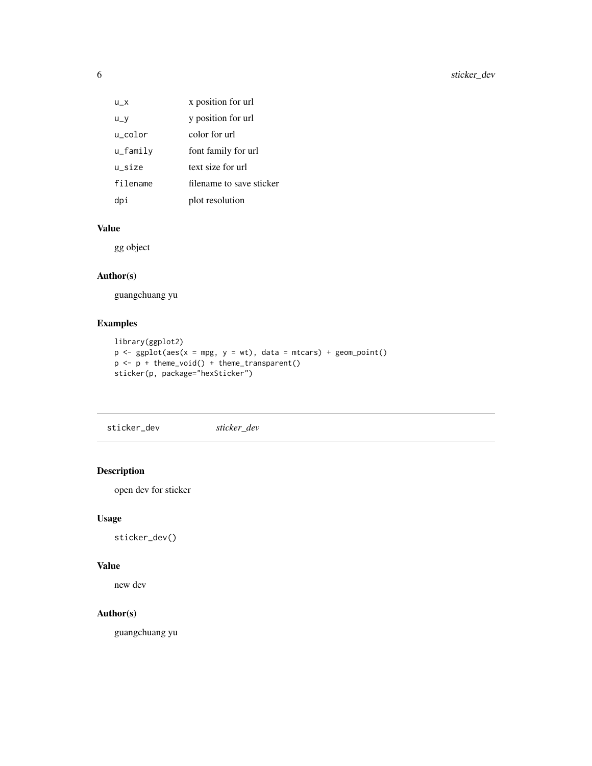| | |
|---|---|
| u_x | x position for url |
| u_y | y position for url |
| u_color | color for url |
| u_family | font family for url |
| u_size | text size for url |
| filename | filename to save sticker |
| dpi | plot resolution |

### Value

gg object

### Author(s)

guangchuang yu

### Examples

```
library(ggplot2)
p <- ggplot(aes(x = mpg, y = wt), data = mtcars) + geom_point()
p <- p + theme_void() + theme_transparent()
sticker(p, package="hexSticker")
```

---

## sticker_dev &emsp; *sticker_dev*

---

### Description

open dev for sticker

### Usage

```
sticker_dev()
```

### Value

new dev

### Author(s)

guangchuang yu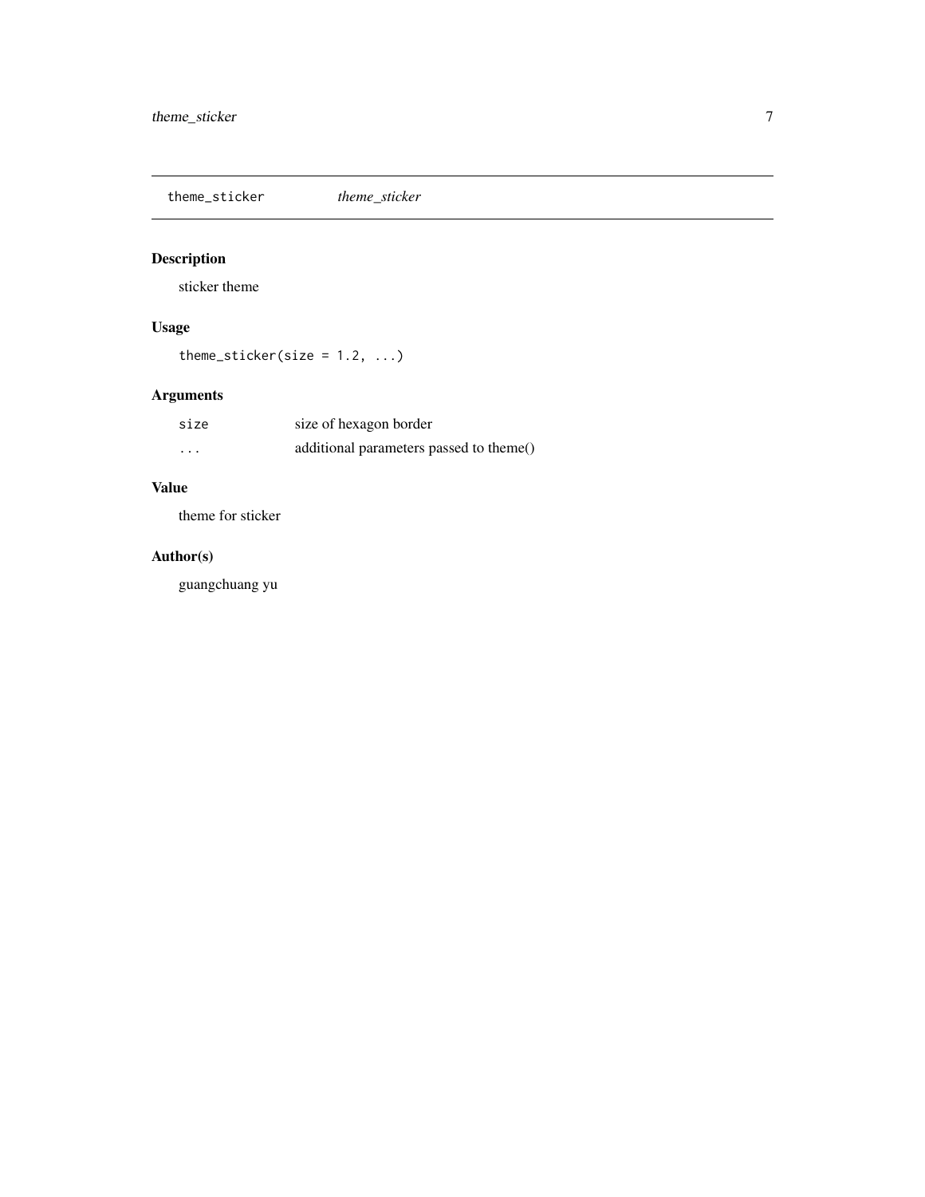# theme_sticker *theme_sticker*

## Description

sticker theme

## Usage

```
theme_sticker(size = 1.2, ...)
```

## Arguments

| | |
|---|---|
| size | size of hexagon border |
| ... | additional parameters passed to theme() |

## Value

theme for sticker

## Author(s)

guangchuang yu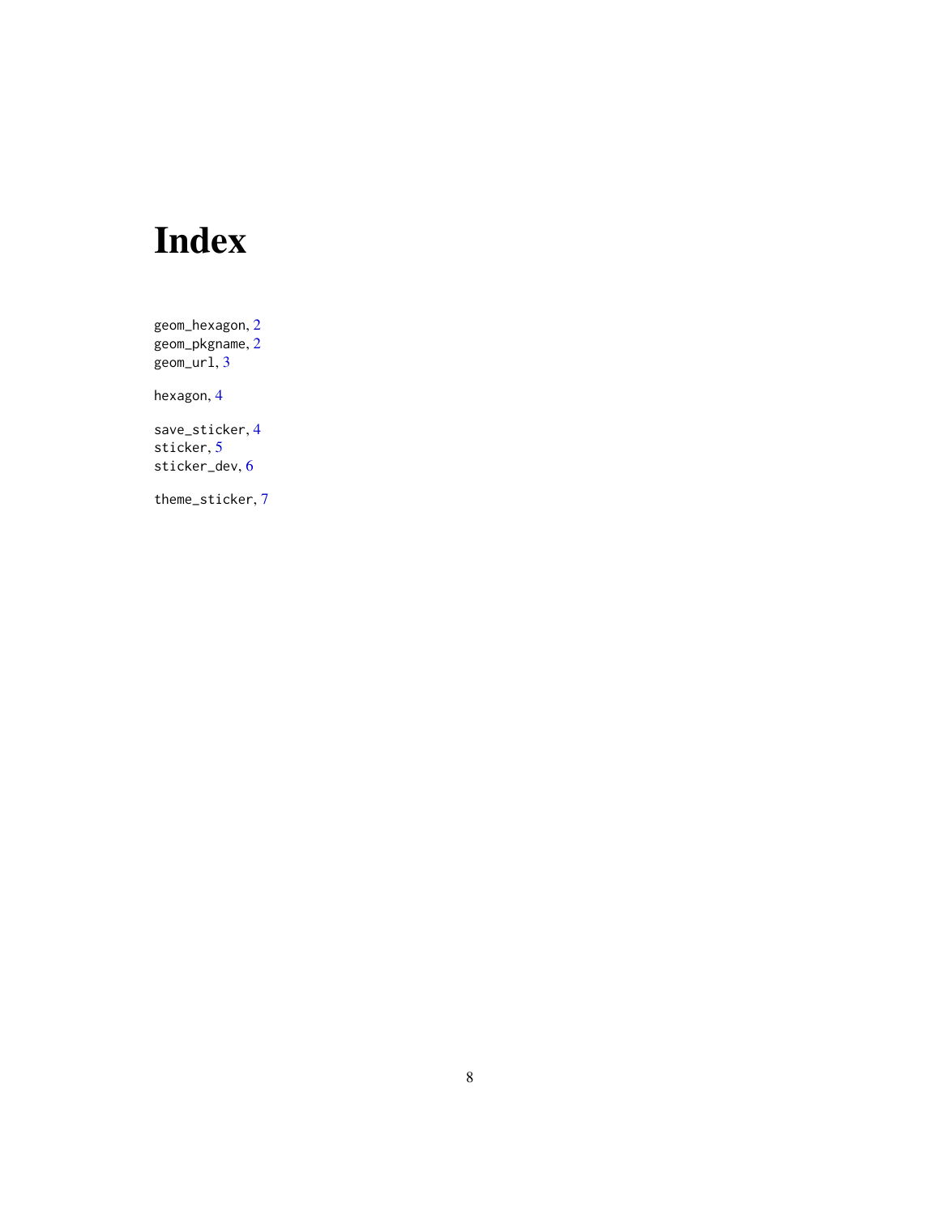# Index

geom_hexagon, 2
geom_pkgname, 2
geom_url, 3

hexagon, 4

save_sticker, 4
sticker, 5
sticker_dev, 6

theme_sticker, 7